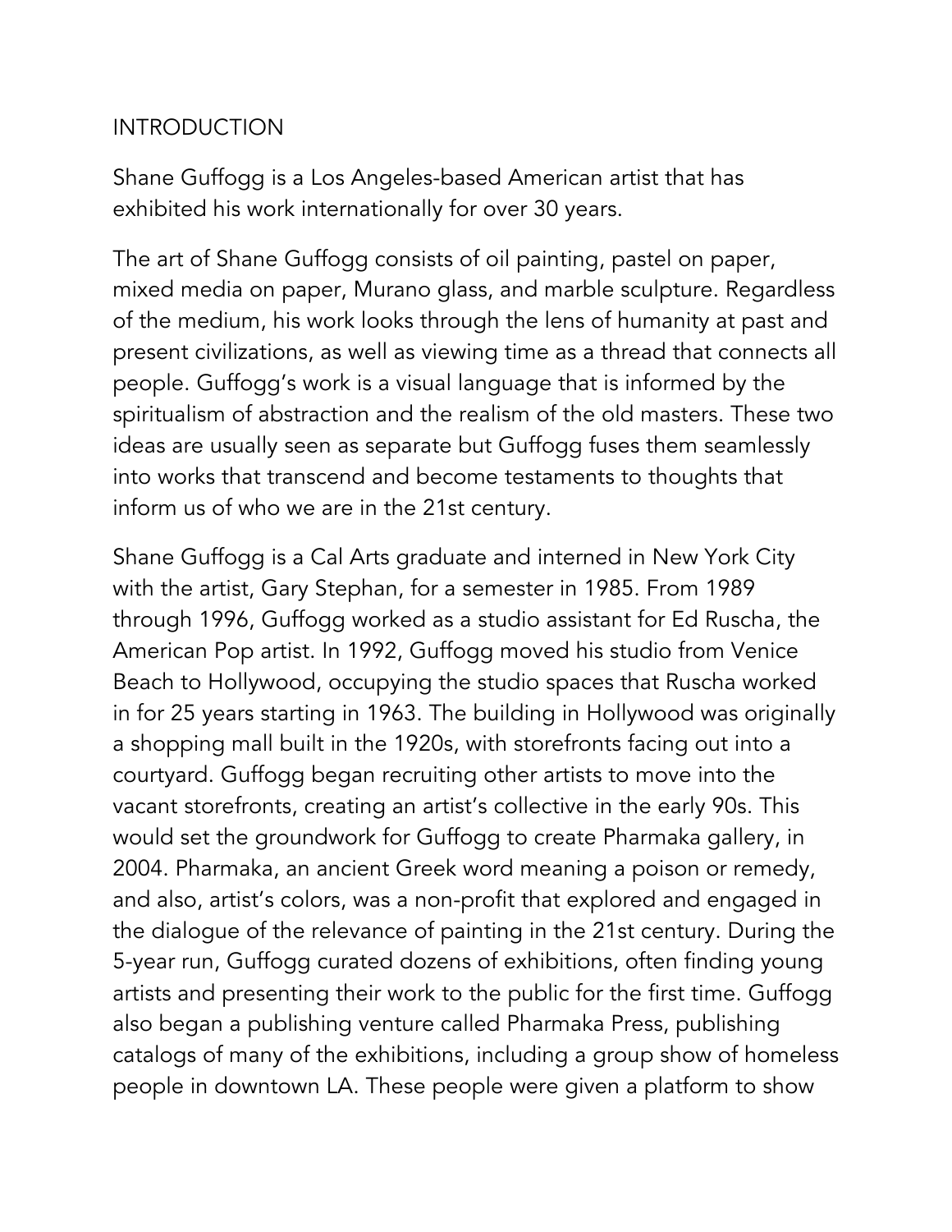## INTRODUCTION

Shane Guffogg is a Los Angeles-based American artist that has exhibited his work internationally for over 30 years.

The art of Shane Guffogg consists of oil painting, pastel on paper, mixed media on paper, Murano glass, and marble sculpture. Regardless of the medium, his work looks through the lens of humanity at past and present civilizations, as well as viewing time as a thread that connects all people. Guffogg's work is a visual language that is informed by the spiritualism of abstraction and the realism of the old masters. These two ideas are usually seen as separate but Guffogg fuses them seamlessly into works that transcend and become testaments to thoughts that inform us of who we are in the 21st century.

Shane Guffogg is a Cal Arts graduate and interned in New York City with the artist, Gary Stephan, for a semester in 1985. From 1989 through 1996, Guffogg worked as a studio assistant for Ed Ruscha, the American Pop artist. In 1992, Guffogg moved his studio from Venice Beach to Hollywood, occupying the studio spaces that Ruscha worked in for 25 years starting in 1963. The building in Hollywood was originally a shopping mall built in the 1920s, with storefronts facing out into a courtyard. Guffogg began recruiting other artists to move into the vacant storefronts, creating an artist's collective in the early 90s. This would set the groundwork for Guffogg to create Pharmaka gallery, in 2004. Pharmaka, an ancient Greek word meaning a poison or remedy, and also, artist's colors, was a non-profit that explored and engaged in the dialogue of the relevance of painting in the 21st century. During the 5-year run, Guffogg curated dozens of exhibitions, often finding young artists and presenting their work to the public for the first time. Guffogg also began a publishing venture called Pharmaka Press, publishing catalogs of many of the exhibitions, including a group show of homeless people in downtown LA. These people were given a platform to show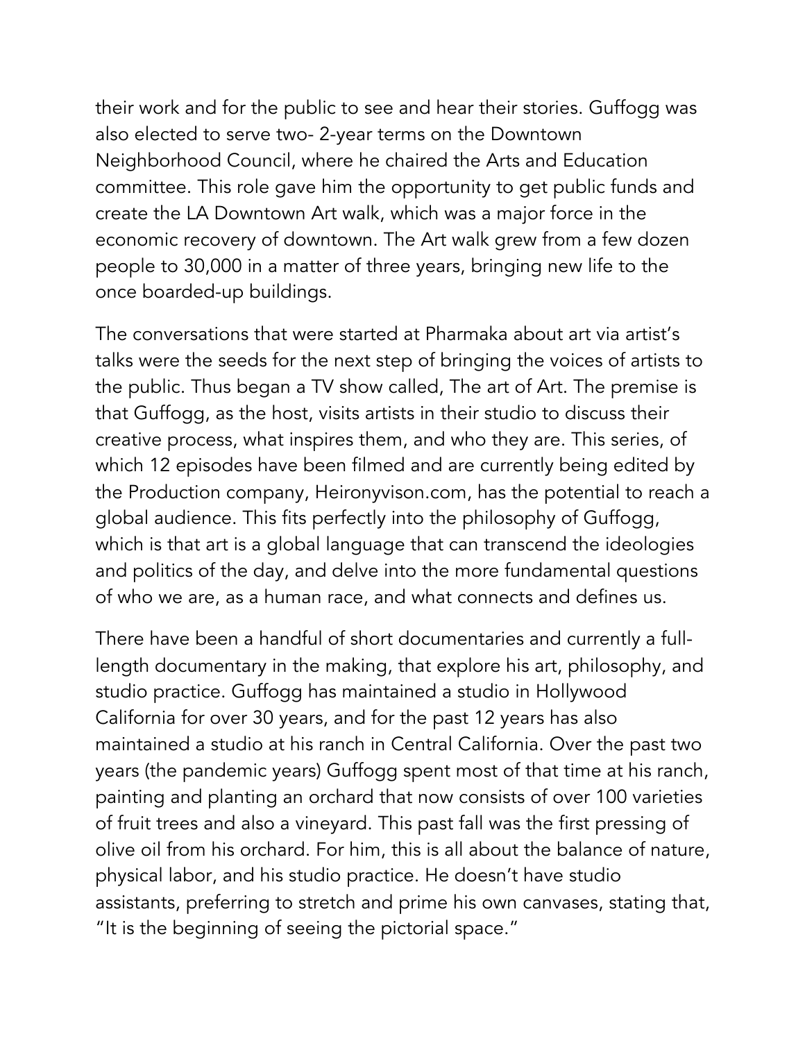their work and for the public to see and hear their stories. Guffogg was also elected to serve two- 2-year terms on the Downtown Neighborhood Council, where he chaired the Arts and Education committee. This role gave him the opportunity to get public funds and create the LA Downtown Art walk, which was a major force in the economic recovery of downtown. The Art walk grew from a few dozen people to 30,000 in a matter of three years, bringing new life to the once boarded-up buildings.

The conversations that were started at Pharmaka about art via artist's talks were the seeds for the next step of bringing the voices of artists to the public. Thus began a TV show called, The art of Art. The premise is that Guffogg, as the host, visits artists in their studio to discuss their creative process, what inspires them, and who they are. This series, of which 12 episodes have been filmed and are currently being edited by the Production company, Heironyvison.com, has the potential to reach a global audience. This fits perfectly into the philosophy of Guffogg, which is that art is a global language that can transcend the ideologies and politics of the day, and delve into the more fundamental questions of who we are, as a human race, and what connects and defines us.

There have been a handful of short documentaries and currently a full-length documentary in the making, that explore his art, philosophy, and studio practice. Guffogg has maintained a studio in Hollywood California for over 30 years, and for the past 12 years has also maintained a studio at his ranch in Central California. Over the past two years (the pandemic years) Guffogg spent most of that time at his ranch, painting and planting an orchard that now consists of over 100 varieties of fruit trees and also a vineyard. This past fall was the first pressing of olive oil from his orchard. For him, this is all about the balance of nature, physical labor, and his studio practice. He doesn't have studio assistants, preferring to stretch and prime his own canvases, stating that, "It is the beginning of seeing the pictorial space."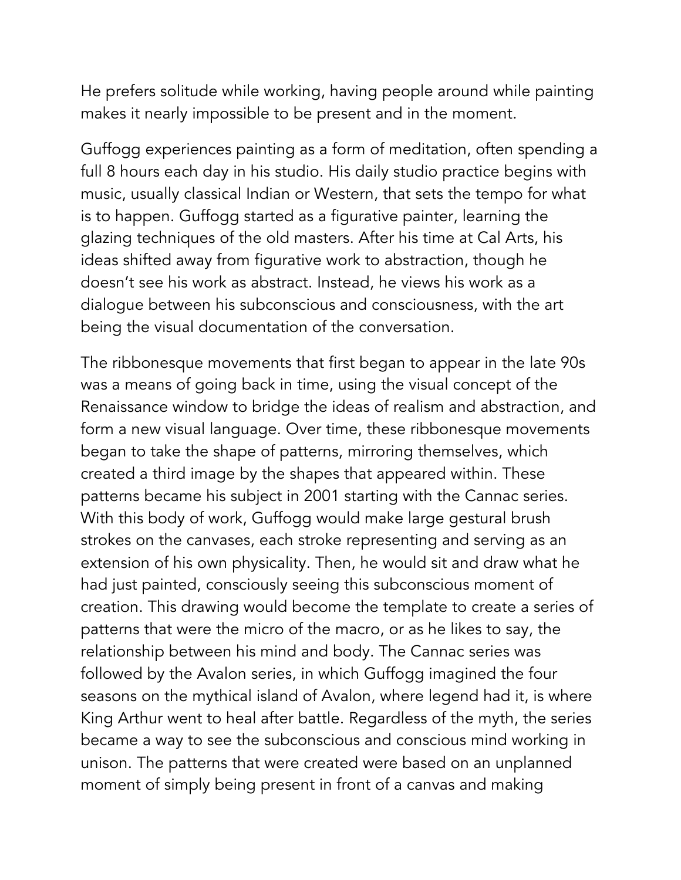He prefers solitude while working, having people around while painting makes it nearly impossible to be present and in the moment.

Guffogg experiences painting as a form of meditation, often spending a full 8 hours each day in his studio. His daily studio practice begins with music, usually classical Indian or Western, that sets the tempo for what is to happen. Guffogg started as a figurative painter, learning the glazing techniques of the old masters. After his time at Cal Arts, his ideas shifted away from figurative work to abstraction, though he doesn't see his work as abstract. Instead, he views his work as a dialogue between his subconscious and consciousness, with the art being the visual documentation of the conversation.

The ribbonesque movements that first began to appear in the late 90s was a means of going back in time, using the visual concept of the Renaissance window to bridge the ideas of realism and abstraction, and form a new visual language. Over time, these ribbonesque movements began to take the shape of patterns, mirroring themselves, which created a third image by the shapes that appeared within. These patterns became his subject in 2001 starting with the Cannac series. With this body of work, Guffogg would make large gestural brush strokes on the canvases, each stroke representing and serving as an extension of his own physicality. Then, he would sit and draw what he had just painted, consciously seeing this subconscious moment of creation. This drawing would become the template to create a series of patterns that were the micro of the macro, or as he likes to say, the relationship between his mind and body. The Cannac series was followed by the Avalon series, in which Guffogg imagined the four seasons on the mythical island of Avalon, where legend had it, is where King Arthur went to heal after battle. Regardless of the myth, the series became a way to see the subconscious and conscious mind working in unison. The patterns that were created were based on an unplanned moment of simply being present in front of a canvas and making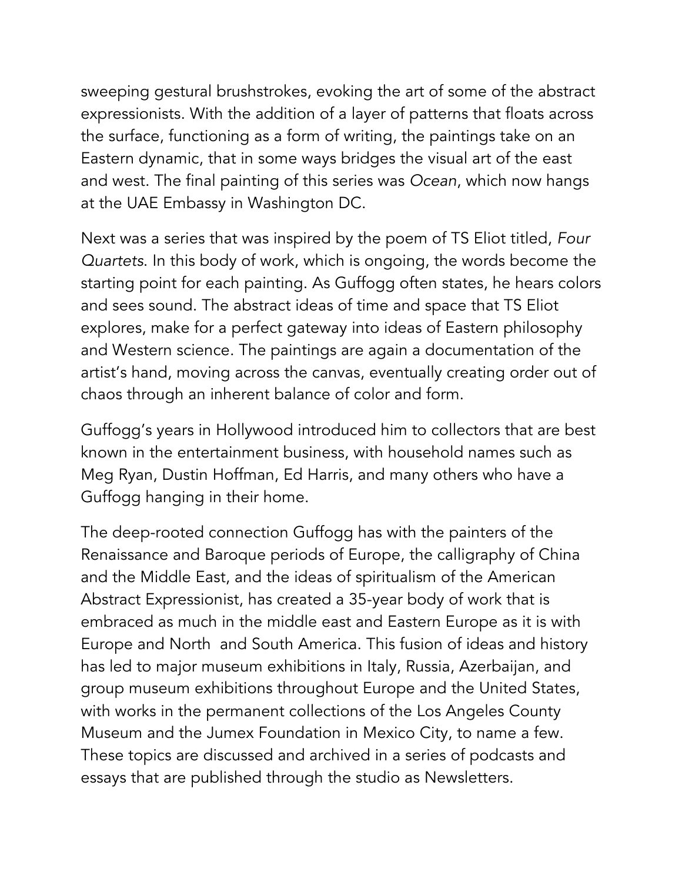sweeping gestural brushstrokes, evoking the art of some of the abstract expressionists. With the addition of a layer of patterns that floats across the surface, functioning as a form of writing, the paintings take on an Eastern dynamic, that in some ways bridges the visual art of the east and west. The final painting of this series was *Ocean*, which now hangs at the UAE Embassy in Washington DC.

Next was a series that was inspired by the poem of TS Eliot titled, *Four Quartets*. In this body of work, which is ongoing, the words become the starting point for each painting. As Guffogg often states, he hears colors and sees sound. The abstract ideas of time and space that TS Eliot explores, make for a perfect gateway into ideas of Eastern philosophy and Western science. The paintings are again a documentation of the artist's hand, moving across the canvas, eventually creating order out of chaos through an inherent balance of color and form.

Guffogg's years in Hollywood introduced him to collectors that are best known in the entertainment business, with household names such as Meg Ryan, Dustin Hoffman, Ed Harris, and many others who have a Guffogg hanging in their home.

The deep-rooted connection Guffogg has with the painters of the Renaissance and Baroque periods of Europe, the calligraphy of China and the Middle East, and the ideas of spiritualism of the American Abstract Expressionist, has created a 35-year body of work that is embraced as much in the middle east and Eastern Europe as it is with Europe and North and South America. This fusion of ideas and history has led to major museum exhibitions in Italy, Russia, Azerbaijan, and group museum exhibitions throughout Europe and the United States, with works in the permanent collections of the Los Angeles County Museum and the Jumex Foundation in Mexico City, to name a few. These topics are discussed and archived in a series of podcasts and essays that are published through the studio as Newsletters.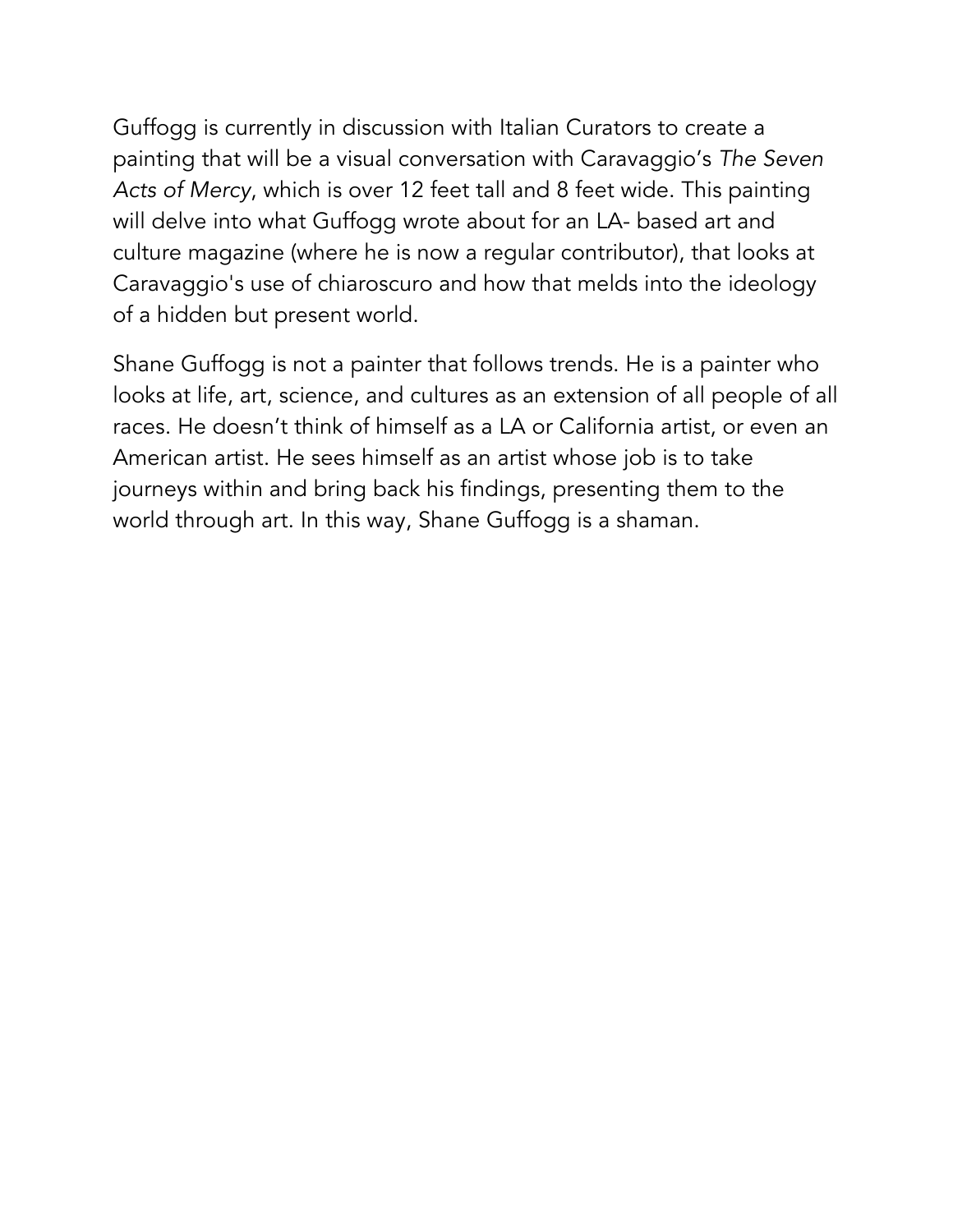Guffogg is currently in discussion with Italian Curators to create a painting that will be a visual conversation with Caravaggio's *The Seven Acts of Mercy*, which is over 12 feet tall and 8 feet wide. This painting will delve into what Guffogg wrote about for an LA- based art and culture magazine (where he is now a regular contributor), that looks at Caravaggio's use of chiaroscuro and how that melds into the ideology of a hidden but present world.

Shane Guffogg is not a painter that follows trends. He is a painter who looks at life, art, science, and cultures as an extension of all people of all races. He doesn't think of himself as a LA or California artist, or even an American artist. He sees himself as an artist whose job is to take journeys within and bring back his findings, presenting them to the world through art. In this way, Shane Guffogg is a shaman.